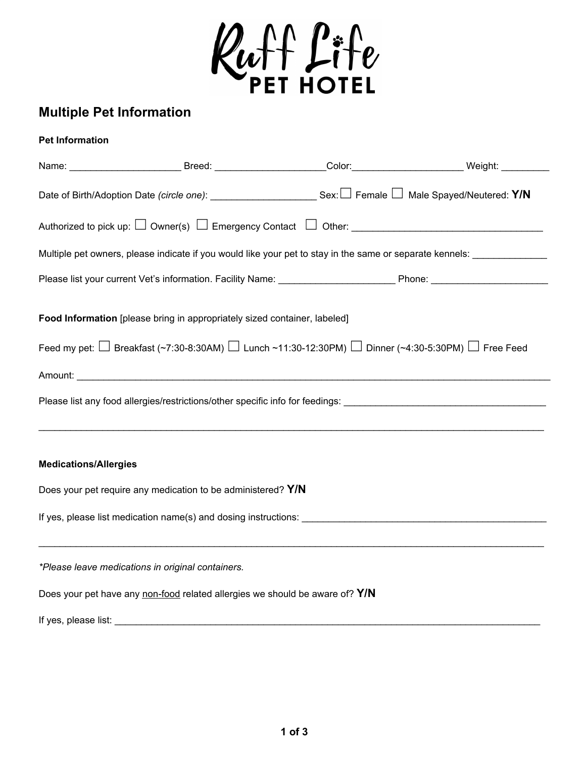Ruff Life PET HOTEL

## Multiple Pet Information

**Pet Information**

Name: _____________________ Breed: _____________________Color:_____________________ Weight: _________

Date of Birth/Adoption Date *(circle one)*: ____________________ Sex: ☐ Female ☐ Male Spayed/Neutered: **Y/N**

Authorized to pick up: ☐ Owner(s) ☐ Emergency Contact ☐ Other: ____________________________________

Multiple pet owners, please indicate if you would like your pet to stay in the same or separate kennels: ______________

Please list your current Vet's information. Facility Name: ______________________ Phone: ______________________

**Food Information** [please bring in appropriately sized container, labeled]

Feed my pet: ☐ Breakfast (~7:30-8:30AM) ☐ Lunch ~11:30-12:30PM) ☐ Dinner (~4:30-5:30PM) ☐ Free Feed

Amount: ____________________________________________________________________________________________

Please list any food allergies/restrictions/other specific info for feedings: _______________________________________

____________________________________________________________________________________________________

**Medications/Allergies**

Does your pet require any medication to be administered? **Y/N**

If yes, please list medication name(s) and dosing instructions: ________________________________________________

____________________________________________________________________________________________________

*\*Please leave medications in original containers.*

Does your pet have any <u>non-food</u> related allergies we should be aware of? **Y/N**

If yes, please list: _________________________________________________________________________________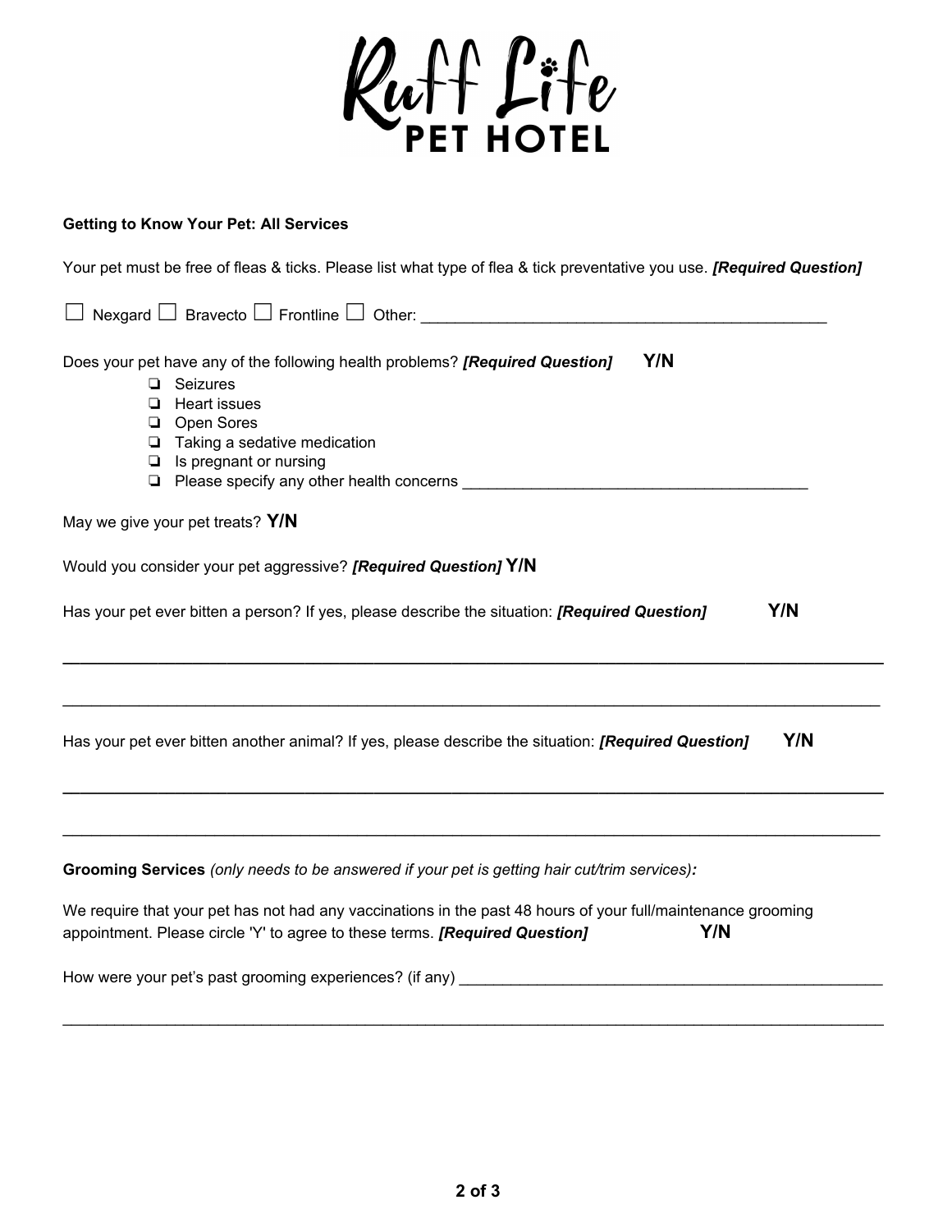# Ruff Life PET HOTEL

**Getting to Know Your Pet: All Services**

Your pet must be free of fleas & ticks. Please list what type of flea & tick preventative you use. ***[Required Question]***

☐ Nexgard ☐ Bravecto ☐ Frontline ☐ Other: ___________________________________________

Does your pet have any of the following health problems? ***[Required Question]*** **Y/N**

- ❏ Seizures
- ❏ Heart issues
- ❏ Open Sores
- ❏ Taking a sedative medication
- ❏ Is pregnant or nursing
- ❏ Please specify any other health concerns ______________________________________

May we give your pet treats? **Y/N**

Would you consider your pet aggressive? ***[Required Question]*** **Y/N**

Has your pet ever bitten a person? If yes, please describe the situation: ***[Required Question]*** **Y/N**

_____________________________________________________________________________

_____________________________________________________________________________

Has your pet ever bitten another animal? If yes, please describe the situation: ***[Required Question]*** **Y/N**

_____________________________________________________________________________

_____________________________________________________________________________

**Grooming Services** *(only needs to be answered if your pet is getting hair cut/trim services)***:**

We require that your pet has not had any vaccinations in the past 48 hours of your full/maintenance grooming appointment. Please circle 'Y' to agree to these terms. ***[Required Question]*** **Y/N**

How were your pet's past grooming experiences? (if any) ______________________________________

_____________________________________________________________________________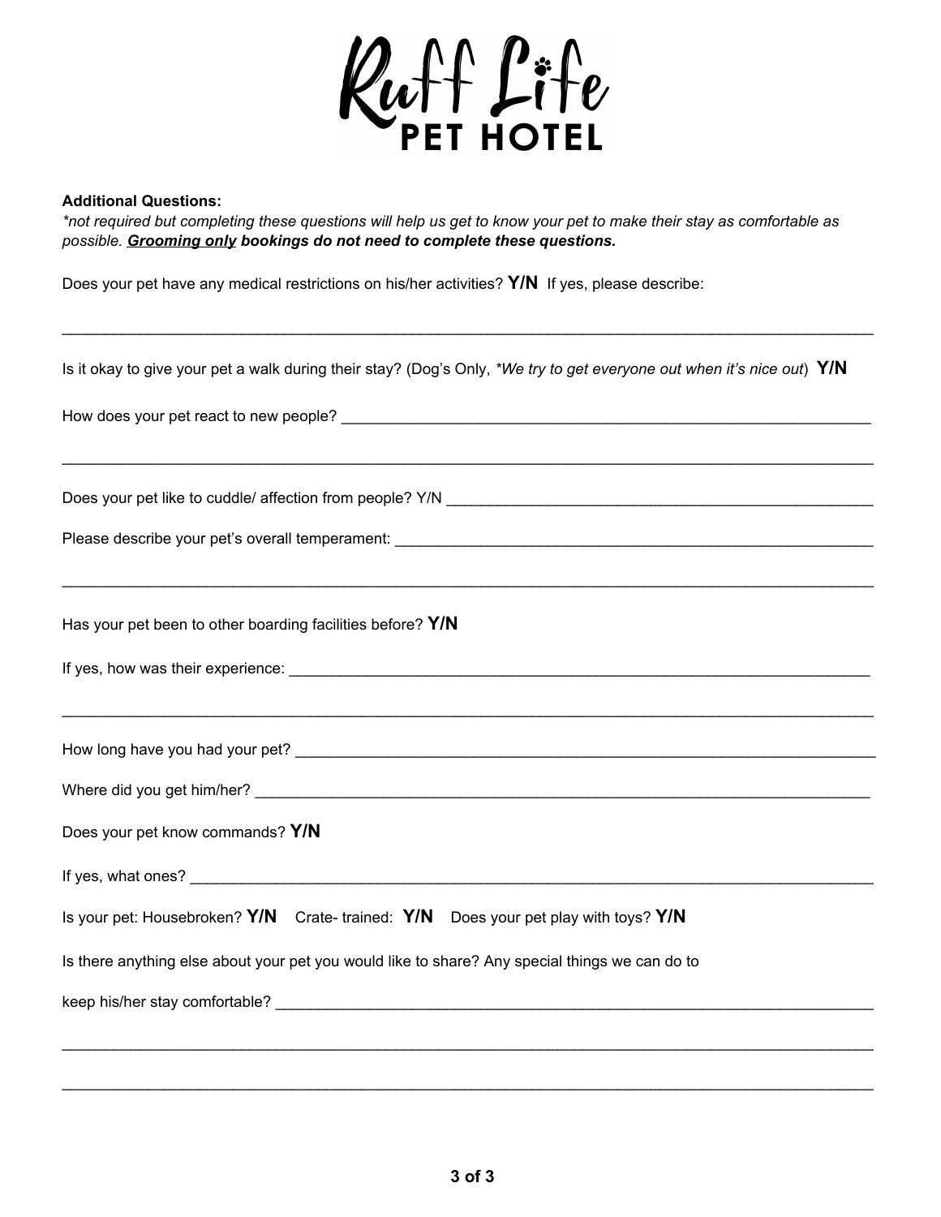# Ruff Life PET HOTEL

**Additional Questions:**

*\*not required but completing these questions will help us get to know your pet to make their stay as comfortable as possible.* ***Grooming only*** ***bookings do not need to complete these questions.***

Does your pet have any medical restrictions on his/her activities? **Y/N** If yes, please describe:

_______________________________________________________________________________________

Is it okay to give your pet a walk during their stay? (Dog's Only, *\*We try to get everyone out when it's nice out*) **Y/N**

How does your pet react to new people? _______________________________________________

_______________________________________________________________________________________

Does your pet like to cuddle/ affection from people? Y/N ______________________________________

Please describe your pet's overall temperament: ____________________________________________

_______________________________________________________________________________________

Has your pet been to other boarding facilities before? **Y/N**

If yes, how was their experience: ____________________________________________________

_______________________________________________________________________________________

How long have you had your pet? ____________________________________________________

Where did you get him/her? _________________________________________________________

Does your pet know commands? **Y/N**

If yes, what ones? ________________________________________________________________

Is your pet: Housebroken? **Y/N** Crate- trained: **Y/N** Does your pet play with toys? **Y/N**

Is there anything else about your pet you would like to share? Any special things we can do to

keep his/her stay comfortable? ______________________________________________________

_______________________________________________________________________________________

_______________________________________________________________________________________